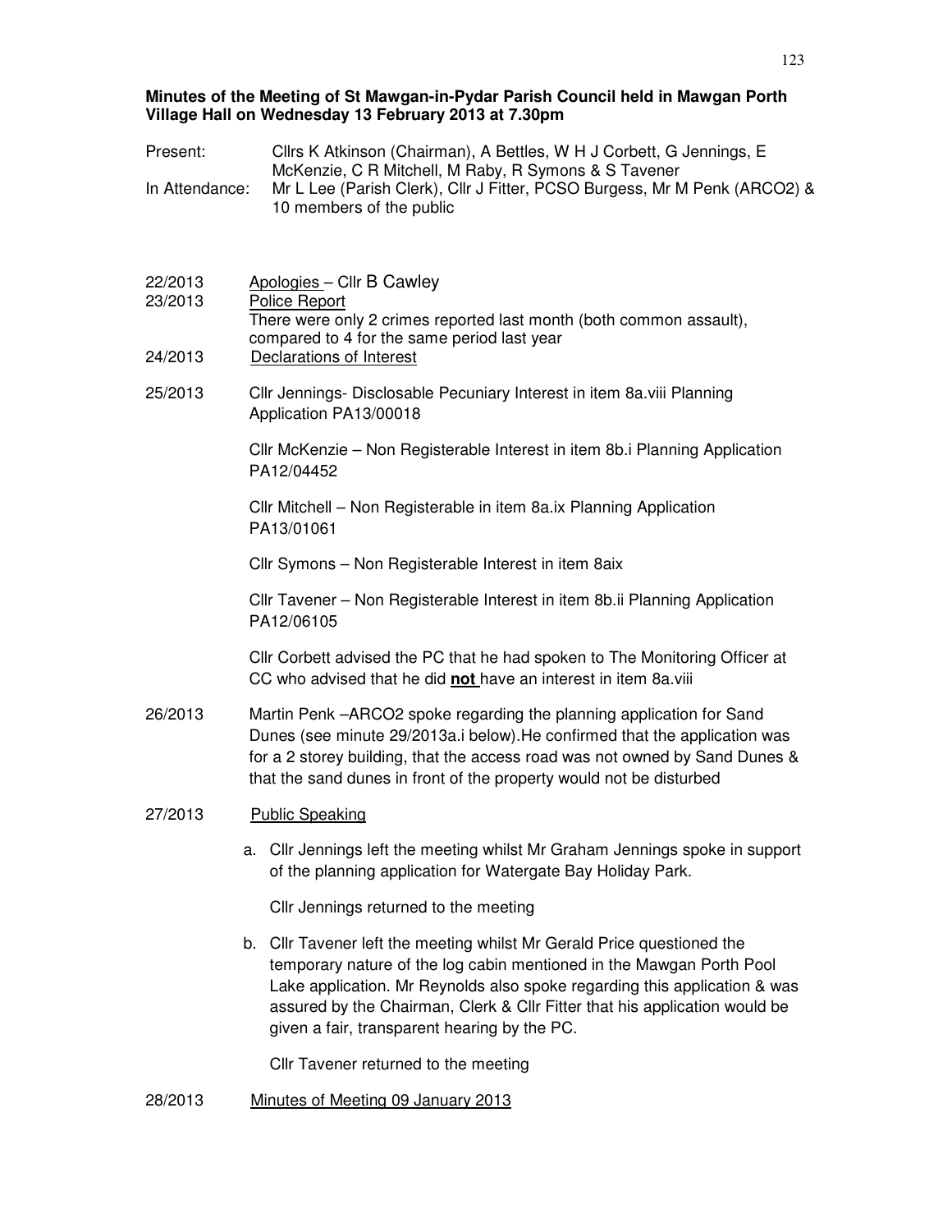**Minutes of the Meeting of St Mawgan-in-Pydar Parish Council held in Mawgan Porth Village Hall on Wednesday 13 February 2013 at 7.30pm**

Present: Cllrs K Atkinson (Chairman), A Bettles, W H J Corbett, G Jennings, E McKenzie, C R Mitchell, M Raby, R Symons & S Tavener

In Attendance: Mr L Lee (Parish Clerk), Cllr J Fitter, PCSO Burgess, Mr M Penk (ARCO2) & 10 members of the public

22/2013 Apologies – Cllr B Cawley

23/2013 Police Report

There were only 2 crimes reported last month (both common assault), compared to 4 for the same period last year

24/2013 Declarations of Interest

25/2013 Cllr Jennings- Disclosable Pecuniary Interest in item 8a.viii Planning Application PA13/00018

Cllr McKenzie – Non Registerable Interest in item 8b.i Planning Application PA12/04452

Cllr Mitchell – Non Registerable in item 8a.ix Planning Application PA13/01061

Cllr Symons – Non Registerable Interest in item 8aix

Cllr Tavener – Non Registerable Interest in item 8b.ii Planning Application PA12/06105

Cllr Corbett advised the PC that he had spoken to The Monitoring Officer at CC who advised that he did **not** have an interest in item 8a.viii

26/2013 Martin Penk –ARCO2 spoke regarding the planning application for Sand Dunes (see minute 29/2013a.i below).He confirmed that the application was for a 2 storey building, that the access road was not owned by Sand Dunes & that the sand dunes in front of the property would not be disturbed

27/2013 Public Speaking

a. Cllr Jennings left the meeting whilst Mr Graham Jennings spoke in support of the planning application for Watergate Bay Holiday Park.

   Cllr Jennings returned to the meeting

b. Cllr Tavener left the meeting whilst Mr Gerald Price questioned the temporary nature of the log cabin mentioned in the Mawgan Porth Pool Lake application. Mr Reynolds also spoke regarding this application & was assured by the Chairman, Clerk & Cllr Fitter that his application would be given a fair, transparent hearing by the PC.

   Cllr Tavener returned to the meeting

28/2013 Minutes of Meeting 09 January 2013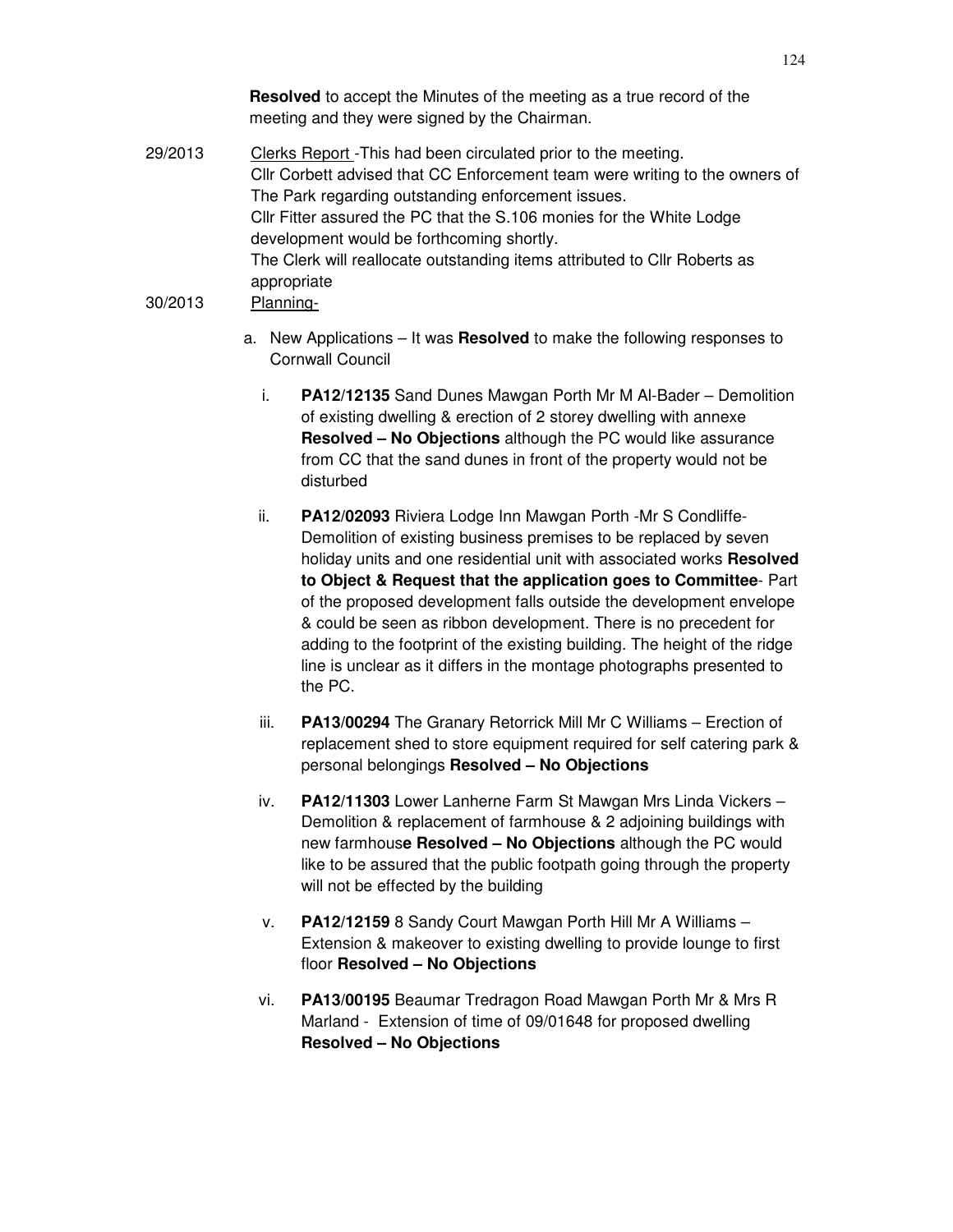**Resolved** to accept the Minutes of the meeting as a true record of the meeting and they were signed by the Chairman.

29/2013 Clerks Report -This had been circulated prior to the meeting.
Cllr Corbett advised that CC Enforcement team were writing to the owners of The Park regarding outstanding enforcement issues.
Cllr Fitter assured the PC that the S.106 monies for the White Lodge development would be forthcoming shortly.
The Clerk will reallocate outstanding items attributed to Cllr Roberts as appropriate

30/2013 Planning-

a. New Applications – It was **Resolved** to make the following responses to Cornwall Council

   i. **PA12/12135** Sand Dunes Mawgan Porth Mr M Al-Bader – Demolition of existing dwelling & erection of 2 storey dwelling with annexe **Resolved – No Objections** although the PC would like assurance from CC that the sand dunes in front of the property would not be disturbed

   ii. **PA12/02093** Riviera Lodge Inn Mawgan Porth -Mr S Condliffe- Demolition of existing business premises to be replaced by seven holiday units and one residential unit with associated works **Resolved to Object & Request that the application goes to Committee**- Part of the proposed development falls outside the development envelope & could be seen as ribbon development. There is no precedent for adding to the footprint of the existing building. The height of the ridge line is unclear as it differs in the montage photographs presented to the PC.

   iii. **PA13/00294** The Granary Retorrick Mill Mr C Williams – Erection of replacement shed to store equipment required for self catering park & personal belongings **Resolved – No Objections**

   iv. **PA12/11303** Lower Lanherne Farm St Mawgan Mrs Linda Vickers – Demolition & replacement of farmhouse & 2 adjoining buildings with new farmhous**e Resolved – No Objections** although the PC would like to be assured that the public footpath going through the property will not be effected by the building

   v. **PA12/12159** 8 Sandy Court Mawgan Porth Hill Mr A Williams – Extension & makeover to existing dwelling to provide lounge to first floor **Resolved – No Objections**

   vi. **PA13/00195** Beaumar Tredragon Road Mawgan Porth Mr & Mrs R Marland - Extension of time of 09/01648 for proposed dwelling **Resolved – No Objections**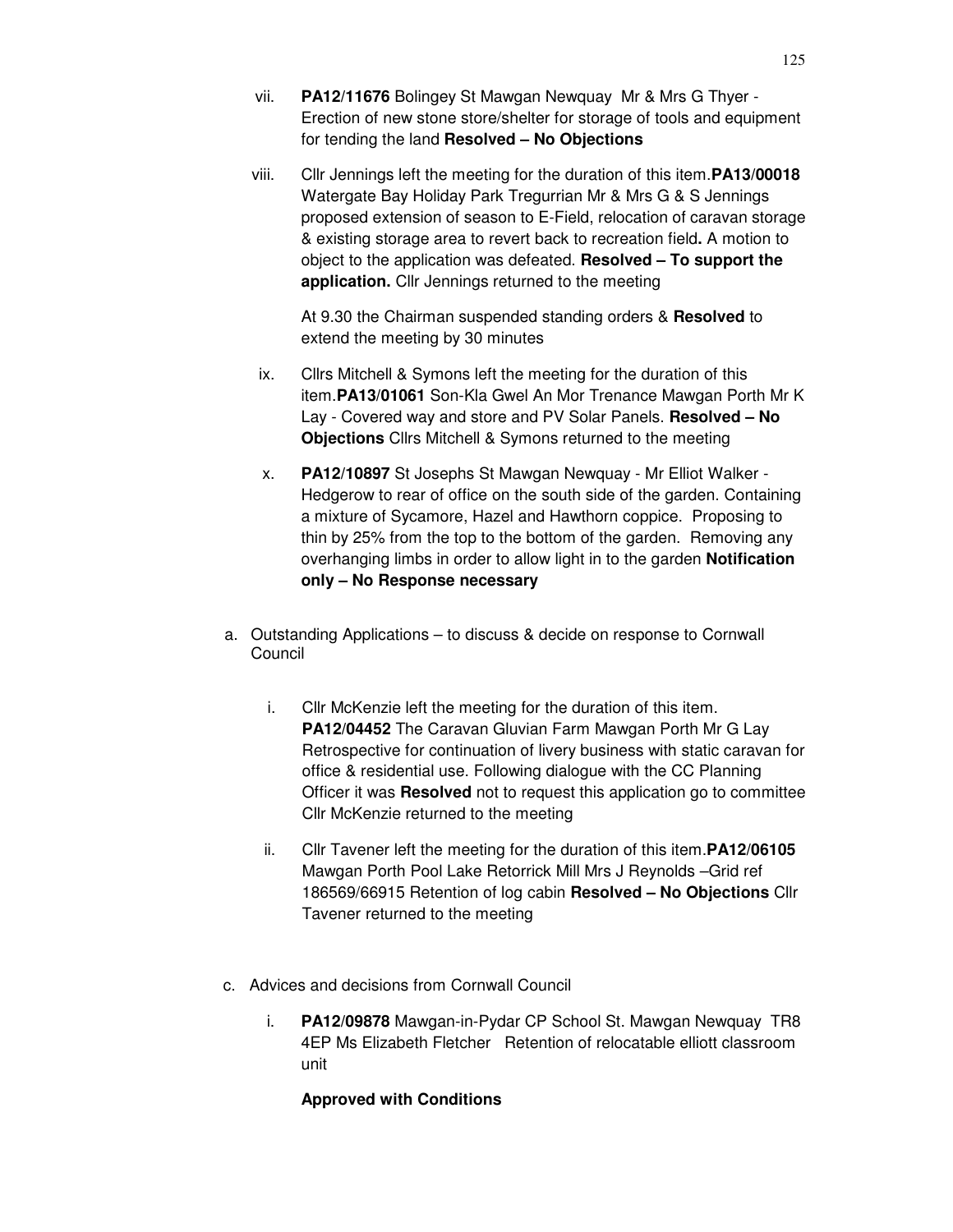vii. **PA12/11676** Bolingey St Mawgan Newquay Mr & Mrs G Thyer - Erection of new stone store/shelter for storage of tools and equipment for tending the land **Resolved – No Objections**

viii. Cllr Jennings left the meeting for the duration of this item.**PA13/00018** Watergate Bay Holiday Park Tregurrian Mr & Mrs G & S Jennings proposed extension of season to E-Field, relocation of caravan storage & existing storage area to revert back to recreation field**.** A motion to object to the application was defeated. **Resolved – To support the application.** Cllr Jennings returned to the meeting

  At 9.30 the Chairman suspended standing orders & **Resolved** to extend the meeting by 30 minutes

ix. Cllrs Mitchell & Symons left the meeting for the duration of this item.**PA13/01061** Son-Kla Gwel An Mor Trenance Mawgan Porth Mr K Lay - Covered way and store and PV Solar Panels. **Resolved – No Objections** Cllrs Mitchell & Symons returned to the meeting

x. **PA12/10897** St Josephs St Mawgan Newquay - Mr Elliot Walker - Hedgerow to rear of office on the south side of the garden. Containing a mixture of Sycamore, Hazel and Hawthorn coppice. Proposing to thin by 25% from the top to the bottom of the garden. Removing any overhanging limbs in order to allow light in to the garden **Notification only – No Response necessary**

a. Outstanding Applications – to discuss & decide on response to Cornwall Council

   i. Cllr McKenzie left the meeting for the duration of this item. **PA12/04452** The Caravan Gluvian Farm Mawgan Porth Mr G Lay Retrospective for continuation of livery business with static caravan for office & residential use. Following dialogue with the CC Planning Officer it was **Resolved** not to request this application go to committee Cllr McKenzie returned to the meeting

   ii. Cllr Tavener left the meeting for the duration of this item.**PA12/06105** Mawgan Porth Pool Lake Retorrick Mill Mrs J Reynolds –Grid ref 186569/66915 Retention of log cabin **Resolved – No Objections** Cllr Tavener returned to the meeting

c. Advices and decisions from Cornwall Council

   i. **PA12/09878** Mawgan-in-Pydar CP School St. Mawgan Newquay TR8 4EP Ms Elizabeth Fletcher Retention of relocatable elliott classroom unit

   **Approved with Conditions**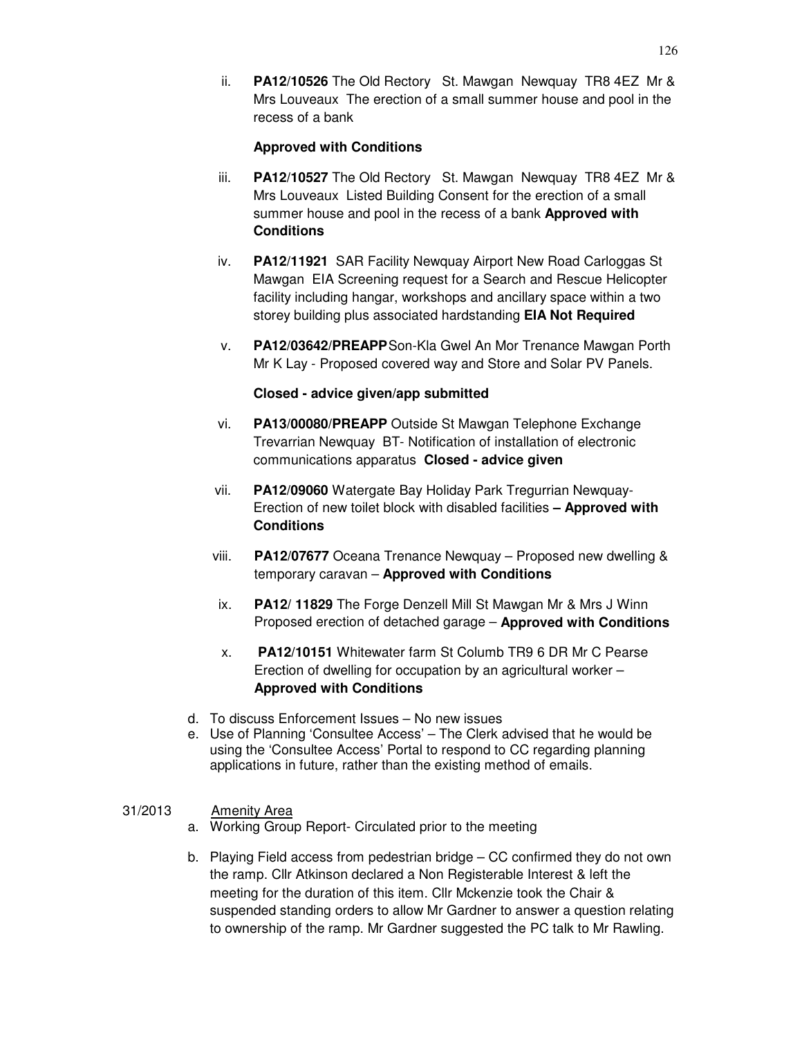ii. **PA12/10526** The Old Rectory St. Mawgan Newquay TR8 4EZ Mr & Mrs Louveaux The erection of a small summer house and pool in the recess of a bank

    **Approved with Conditions**

iii. **PA12/10527** The Old Rectory St. Mawgan Newquay TR8 4EZ Mr & Mrs Louveaux Listed Building Consent for the erection of a small summer house and pool in the recess of a bank **Approved with Conditions**

iv. **PA12/11921** SAR Facility Newquay Airport New Road Carloggas St Mawgan EIA Screening request for a Search and Rescue Helicopter facility including hangar, workshops and ancillary space within a two storey building plus associated hardstanding **EIA Not Required**

v. **PA12/03642/PREAPP** Son-Kla Gwel An Mor Trenance Mawgan Porth Mr K Lay - Proposed covered way and Store and Solar PV Panels.

    **Closed - advice given/app submitted**

vi. **PA13/00080/PREAPP** Outside St Mawgan Telephone Exchange Trevarrian Newquay BT- Notification of installation of electronic communications apparatus **Closed - advice given**

vii. **PA12/09060** Watergate Bay Holiday Park Tregurrian Newquay- Erection of new toilet block with disabled facilities **– Approved with Conditions**

viii. **PA12/07677** Oceana Trenance Newquay – Proposed new dwelling & temporary caravan – **Approved with Conditions**

ix. **PA12/ 11829** The Forge Denzell Mill St Mawgan Mr & Mrs J Winn Proposed erection of detached garage – **Approved with Conditions**

x. **PA12/10151** Whitewater farm St Columb TR9 6 DR Mr C Pearse Erection of dwelling for occupation by an agricultural worker – **Approved with Conditions**

d. To discuss Enforcement Issues – No new issues
e. Use of Planning 'Consultee Access' – The Clerk advised that he would be using the 'Consultee Access' Portal to respond to CC regarding planning applications in future, rather than the existing method of emails.

31/2013 Amenity Area

a. Working Group Report- Circulated prior to the meeting

b. Playing Field access from pedestrian bridge – CC confirmed they do not own the ramp. Cllr Atkinson declared a Non Registerable Interest & left the meeting for the duration of this item. Cllr Mckenzie took the Chair & suspended standing orders to allow Mr Gardner to answer a question relating to ownership of the ramp. Mr Gardner suggested the PC talk to Mr Rawling.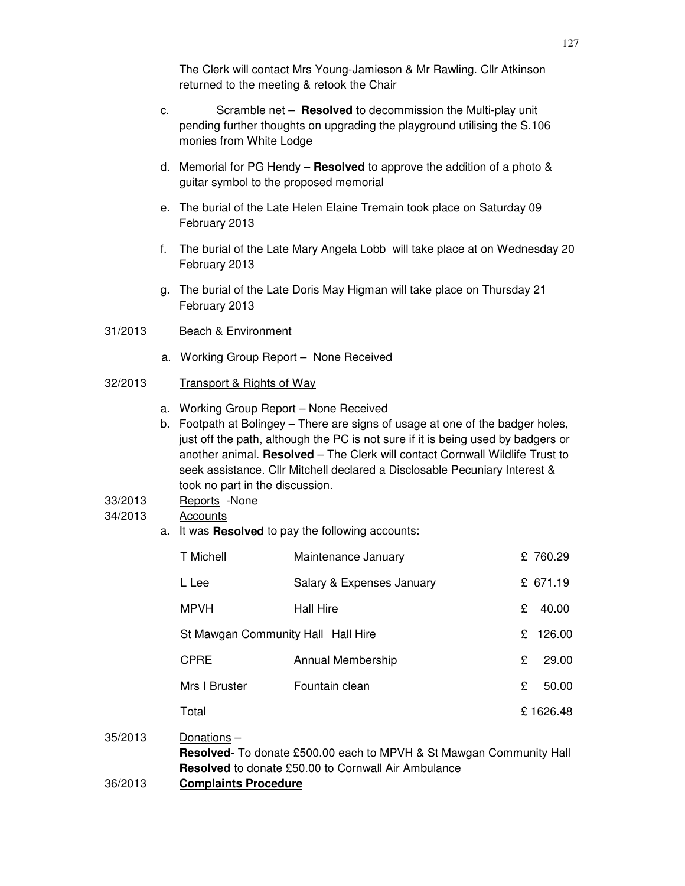The Clerk will contact Mrs Young-Jamieson & Mr Rawling. Cllr Atkinson returned to the meeting & retook the Chair

c. Scramble net – **Resolved** to decommission the Multi-play unit pending further thoughts on upgrading the playground utilising the S.106 monies from White Lodge

d. Memorial for PG Hendy – **Resolved** to approve the addition of a photo & guitar symbol to the proposed memorial

e. The burial of the Late Helen Elaine Tremain took place on Saturday 09 February 2013

f. The burial of the Late Mary Angela Lobb will take place at on Wednesday 20 February 2013

g. The burial of the Late Doris May Higman will take place on Thursday 21 February 2013

31/2013 Beach & Environment

a. Working Group Report – None Received

32/2013 Transport & Rights of Way

a. Working Group Report – None Received
b. Footpath at Bolingey – There are signs of usage at one of the badger holes, just off the path, although the PC is not sure if it is being used by badgers or another animal. **Resolved** – The Clerk will contact Cornwall Wildlife Trust to seek assistance. Cllr Mitchell declared a Disclosable Pecuniary Interest & took no part in the discussion.

33/2013 Reports -None

34/2013 Accounts

a. It was **Resolved** to pay the following accounts:

| | | |
|---|---|---|
| T Michell | Maintenance January | £ 760.29 |
| L Lee | Salary & Expenses January | £ 671.19 |
| MPVH | Hall Hire | £ 40.00 |
| St Mawgan Community Hall | Hall Hire | £ 126.00 |
| CPRE | Annual Membership | £ 29.00 |
| Mrs I Bruster | Fountain clean | £ 50.00 |
| Total | | £ 1626.48 |

35/2013 Donations –
**Resolved**- To donate £500.00 each to MPVH & St Mawgan Community Hall
**Resolved** to donate £50.00 to Cornwall Air Ambulance

36/2013 **Complaints Procedure**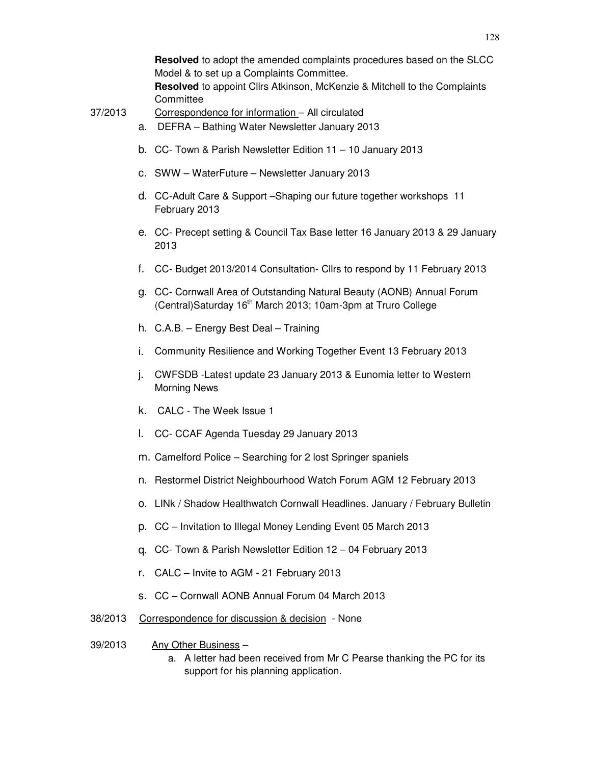**Resolved** to adopt the amended complaints procedures based on the SLCC Model & to set up a Complaints Committee.
**Resolved** to appoint Cllrs Atkinson, McKenzie & Mitchell to the Complaints Committee

37/2013 Correspondence for information – All circulated

a. DEFRA – Bathing Water Newsletter January 2013
b. CC- Town & Parish Newsletter Edition 11 – 10 January 2013
c. SWW – WaterFuture – Newsletter January 2013
d. CC-Adult Care & Support –Shaping our future together workshops 11 February 2013
e. CC- Precept setting & Council Tax Base letter 16 January 2013 & 29 January 2013
f. CC- Budget 2013/2014 Consultation- Cllrs to respond by 11 February 2013
g. CC- Cornwall Area of Outstanding Natural Beauty (AONB) Annual Forum (Central)Saturday 16th March 2013; 10am-3pm at Truro College
h. C.A.B. – Energy Best Deal – Training
i. Community Resilience and Working Together Event 13 February 2013
j. CWFSDB -Latest update 23 January 2013 & Eunomia letter to Western Morning News
k. CALC - The Week Issue 1
l. CC- CCAF Agenda Tuesday 29 January 2013
m. Camelford Police – Searching for 2 lost Springer spaniels
n. Restormel District Neighbourhood Watch Forum AGM 12 February 2013
o. LINk / Shadow Healthwatch Cornwall Headlines. January / February Bulletin
p. CC – Invitation to Illegal Money Lending Event 05 March 2013
q. CC- Town & Parish Newsletter Edition 12 – 04 February 2013
r. CALC – Invite to AGM - 21 February 2013
s. CC – Cornwall AONB Annual Forum 04 March 2013

38/2013 Correspondence for discussion & decision - None

39/2013 Any Other Business –

a. A letter had been received from Mr C Pearse thanking the PC for its support for his planning application.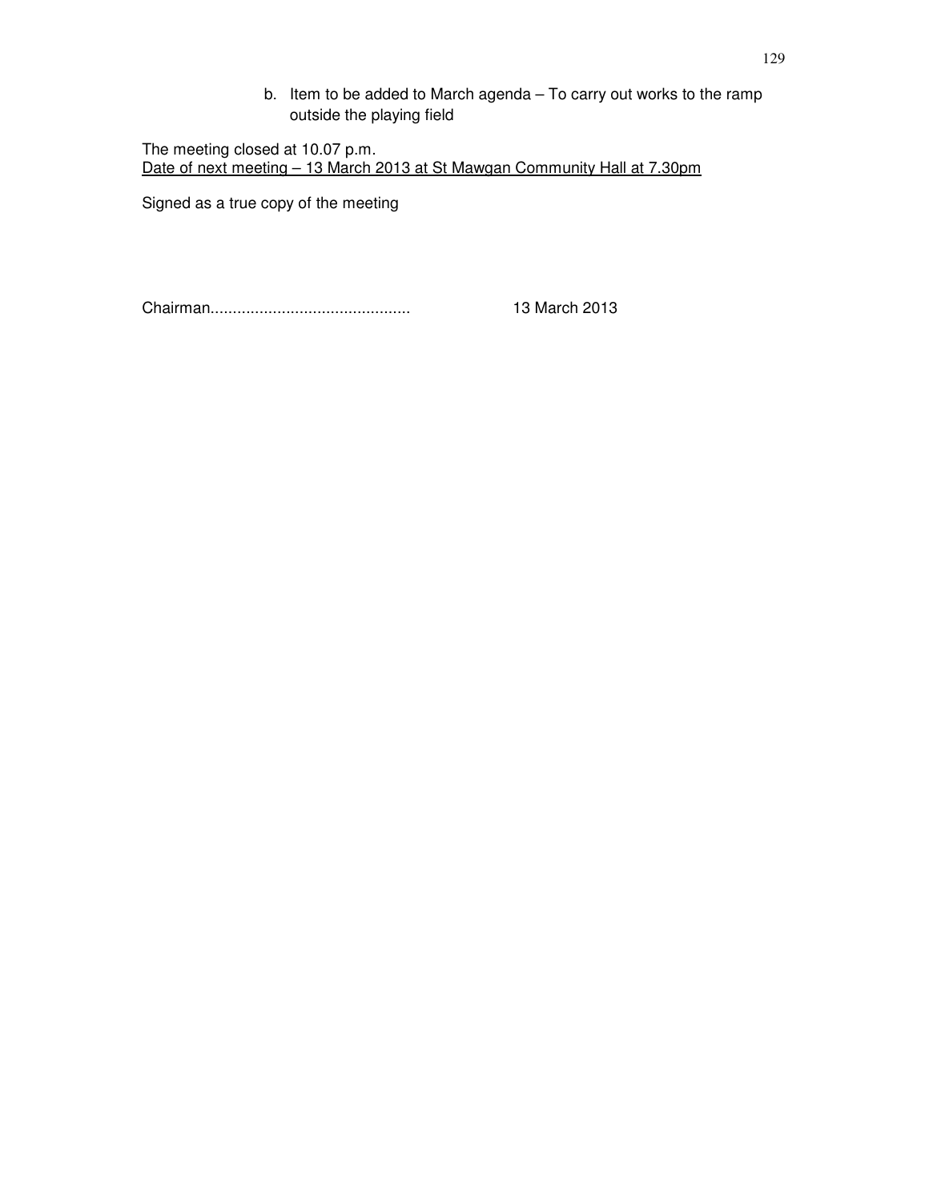b. Item to be added to March agenda – To carry out works to the ramp outside the playing field

The meeting closed at 10.07 p.m.
<u>Date of next meeting – 13 March 2013 at St Mawgan Community Hall at 7.30pm</u>

Signed as a true copy of the meeting

Chairman............................................ 13 March 2013